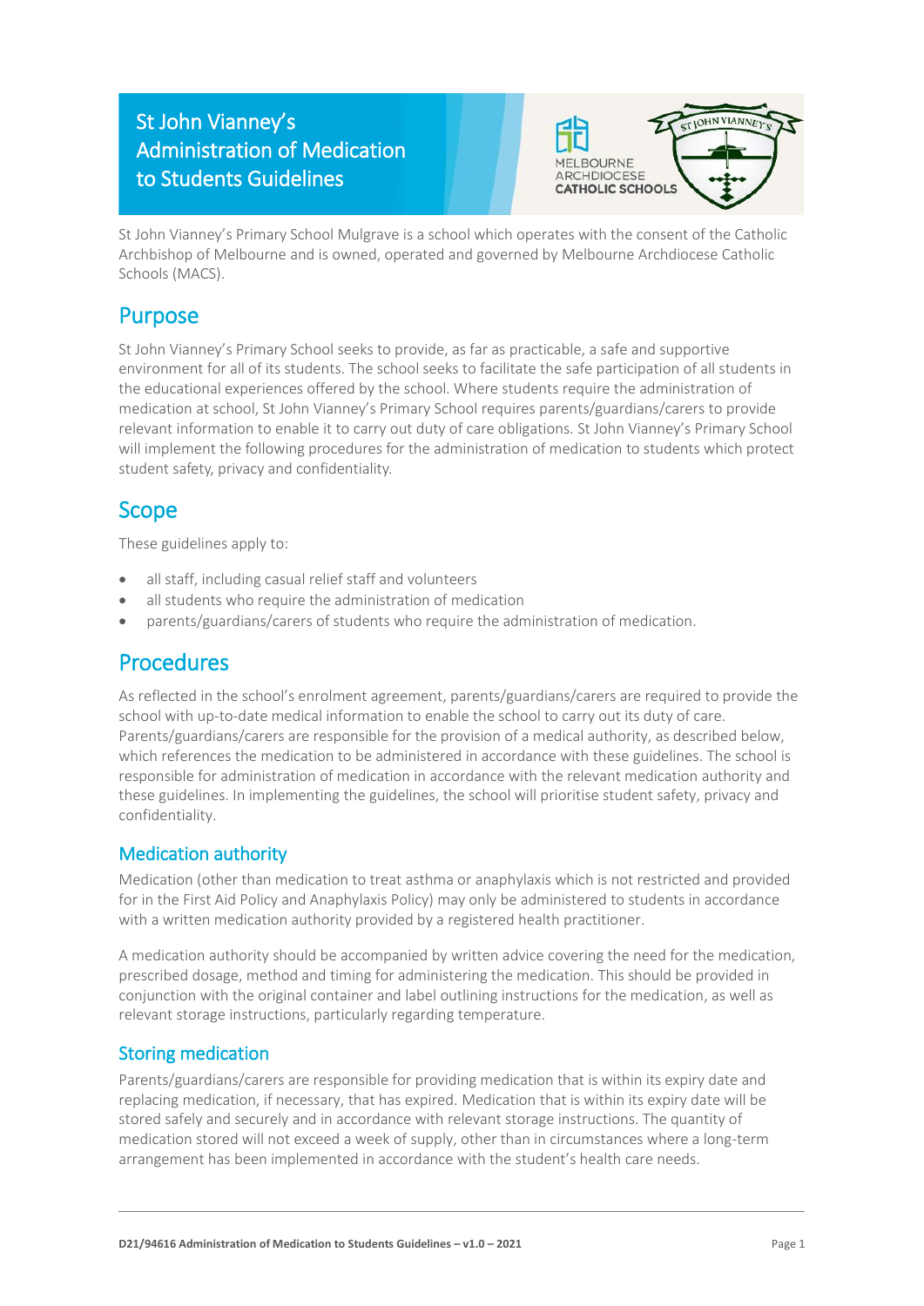# St John Vianney's Administration of Medication to Students Guidelines

St John Vianney's Primary School Mulgrave is a school which operates with the consent of the Catholic Archbishop of Melbourne and is owned, operated and governed by Melbourne Archdiocese Catholic Schools (MACS).

## Purpose

St John Vianney's Primary School seeks to provide, as far as practicable, a safe and supportive environment for all of its students. The school seeks to facilitate the safe participation of all students in the educational experiences offered by the school. Where students require the administration of medication at school, St John Vianney's Primary School requires parents/guardians/carers to provide relevant information to enable it to carry out duty of care obligations. St John Vianney's Primary School will implement the following procedures for the administration of medication to students which protect student safety, privacy and confidentiality.

## Scope

These guidelines apply to:

- all staff, including casual relief staff and volunteers
- all students who require the administration of medication
- parents/guardians/carers of students who require the administration of medication.

## Procedures

As reflected in the school's enrolment agreement, parents/guardians/carers are required to provide the school with up-to-date medical information to enable the school to carry out its duty of care. Parents/guardians/carers are responsible for the provision of a medical authority, as described below, which references the medication to be administered in accordance with these guidelines. The school is responsible for administration of medication in accordance with the relevant medication authority and these guidelines. In implementing the guidelines, the school will prioritise student safety, privacy and confidentiality.

### Medication authority

Medication (other than medication to treat asthma or anaphylaxis which is not restricted and provided for in the First Aid Policy and Anaphylaxis Policy) may only be administered to students in accordance with a written medication authority provided by a registered health practitioner.

A medication authority should be accompanied by written advice covering the need for the medication, prescribed dosage, method and timing for administering the medication. This should be provided in conjunction with the original container and label outlining instructions for the medication, as well as relevant storage instructions, particularly regarding temperature.

### Storing medication

Parents/guardians/carers are responsible for providing medication that is within its expiry date and replacing medication, if necessary, that has expired. Medication that is within its expiry date will be stored safely and securely and in accordance with relevant storage instructions. The quantity of medication stored will not exceed a week of supply, other than in circumstances where a long-term arrangement has been implemented in accordance with the student's health care needs.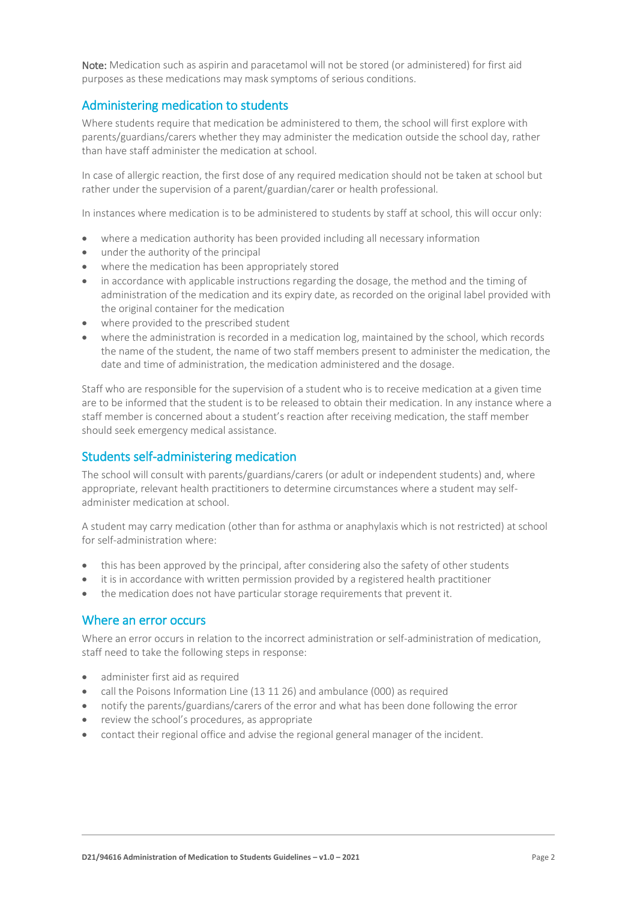**Note:** Medication such as aspirin and paracetamol will not be stored (or administered) for first aid purposes as these medications may mask symptoms of serious conditions.

## Administering medication to students

Where students require that medication be administered to them, the school will first explore with parents/guardians/carers whether they may administer the medication outside the school day, rather than have staff administer the medication at school.

In case of allergic reaction, the first dose of any required medication should not be taken at school but rather under the supervision of a parent/guardian/carer or health professional.

In instances where medication is to be administered to students by staff at school, this will occur only:

- where a medication authority has been provided including all necessary information
- under the authority of the principal
- where the medication has been appropriately stored
- in accordance with applicable instructions regarding the dosage, the method and the timing of administration of the medication and its expiry date, as recorded on the original label provided with the original container for the medication
- where provided to the prescribed student
- where the administration is recorded in a medication log, maintained by the school, which records the name of the student, the name of two staff members present to administer the medication, the date and time of administration, the medication administered and the dosage.

Staff who are responsible for the supervision of a student who is to receive medication at a given time are to be informed that the student is to be released to obtain their medication. In any instance where a staff member is concerned about a student's reaction after receiving medication, the staff member should seek emergency medical assistance.

## Students self-administering medication

The school will consult with parents/guardians/carers (or adult or independent students) and, where appropriate, relevant health practitioners to determine circumstances where a student may self-administer medication at school.

A student may carry medication (other than for asthma or anaphylaxis which is not restricted) at school for self-administration where:

- this has been approved by the principal, after considering also the safety of other students
- it is in accordance with written permission provided by a registered health practitioner
- the medication does not have particular storage requirements that prevent it.

## Where an error occurs

Where an error occurs in relation to the incorrect administration or self-administration of medication, staff need to take the following steps in response:

- administer first aid as required
- call the Poisons Information Line (13 11 26) and ambulance (000) as required
- notify the parents/guardians/carers of the error and what has been done following the error
- review the school's procedures, as appropriate
- contact their regional office and advise the regional general manager of the incident.